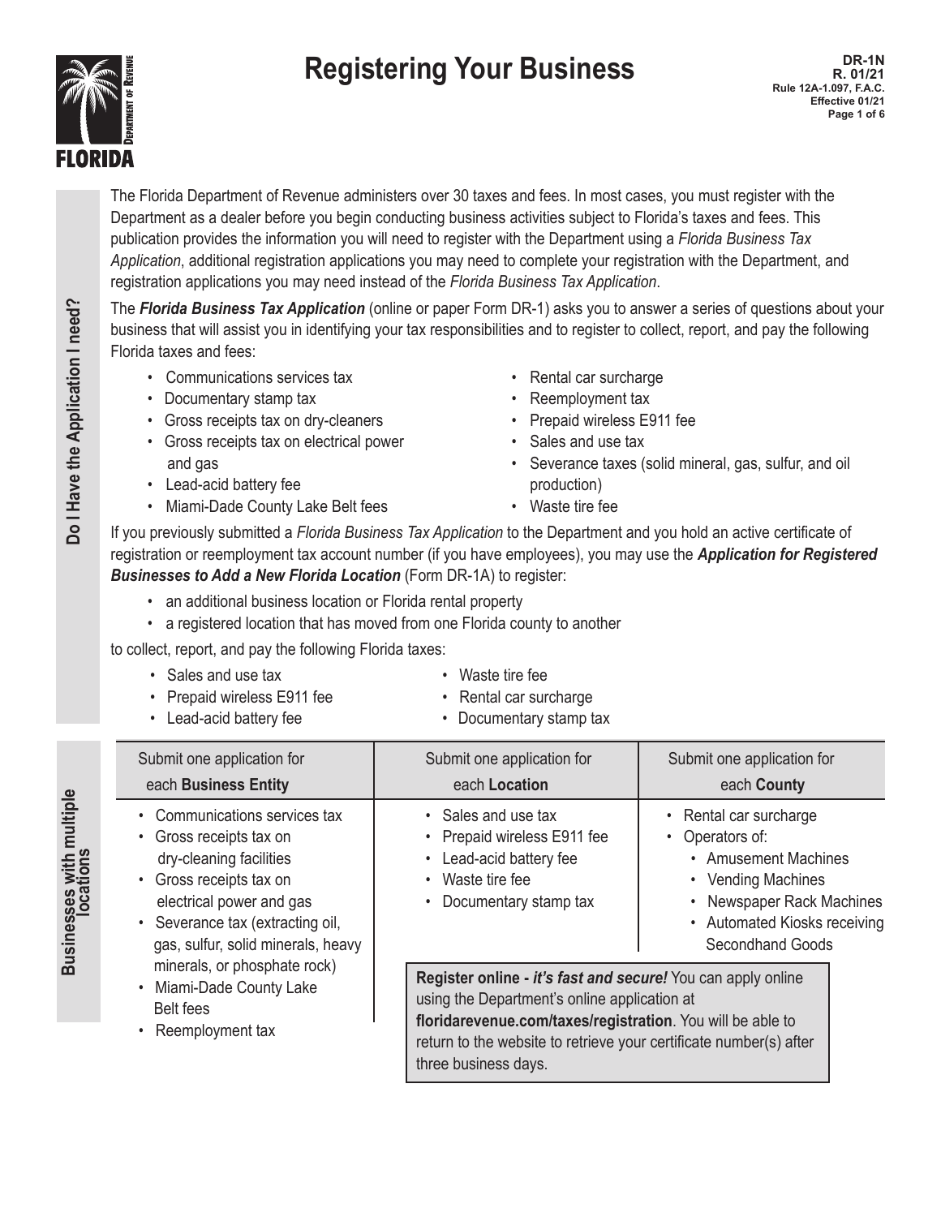# Registering Your Business

DR-1N
R. 01/21
Rule 12A-1.097, F.A.C.
Effective 01/21

## Do I Have the Application I need?

The Florida Department of Revenue administers over 30 taxes and fees. In most cases, you must register with the Department as a dealer before you begin conducting business activities subject to Florida's taxes and fees. This publication provides the information you will need to register with the Department using a *Florida Business Tax Application*, additional registration applications you may need to complete your registration with the Department, and registration applications you may need instead of the *Florida Business Tax Application*.

The ***Florida Business Tax Application*** (online or paper Form DR-1) asks you to answer a series of questions about your business that will assist you in identifying your tax responsibilities and to register to collect, report, and pay the following Florida taxes and fees:

- Communications services tax
- Documentary stamp tax
- Gross receipts tax on dry-cleaners
- Gross receipts tax on electrical power and gas
- Lead-acid battery fee
- Miami-Dade County Lake Belt fees
- Rental car surcharge
- Reemployment tax
- Prepaid wireless E911 fee
- Sales and use tax
- Severance taxes (solid mineral, gas, sulfur, and oil production)
- Waste tire fee

If you previously submitted a *Florida Business Tax Application* to the Department and you hold an active certificate of registration or reemployment tax account number (if you have employees), you may use the ***Application for Registered Businesses to Add a New Florida Location*** (Form DR-1A) to register:

- an additional business location or Florida rental property
- a registered location that has moved from one Florida county to another

to collect, report, and pay the following Florida taxes:

- Sales and use tax
- Prepaid wireless E911 fee
- Lead-acid battery fee
- Waste tire fee
- Rental car surcharge
- Documentary stamp tax

## Businesses with multiple locations

| Submit one application for each **Business Entity** | Submit one application for each **Location** | Submit one application for each **County** |
|---|---|---|
| • Communications services tax<br>• Gross receipts tax on dry-cleaning facilities<br>• Gross receipts tax on electrical power and gas<br>• Severance tax (extracting oil, gas, sulfur, solid minerals, heavy minerals, or phosphate rock)<br>• Miami-Dade County Lake Belt fees<br>• Reemployment tax | • Sales and use tax<br>• Prepaid wireless E911 fee<br>• Lead-acid battery fee<br>• Waste tire fee<br>• Documentary stamp tax | • Rental car surcharge<br>• Operators of:<br>  • Amusement Machines<br>  • Vending Machines<br>  • Newspaper Rack Machines<br>  • Automated Kiosks receiving Secondhand Goods |

**Register online - *it's fast and secure!*** You can apply online using the Department's online application at **floridarevenue.com/taxes/registration**. You will be able to return to the website to retrieve your certificate number(s) after three business days.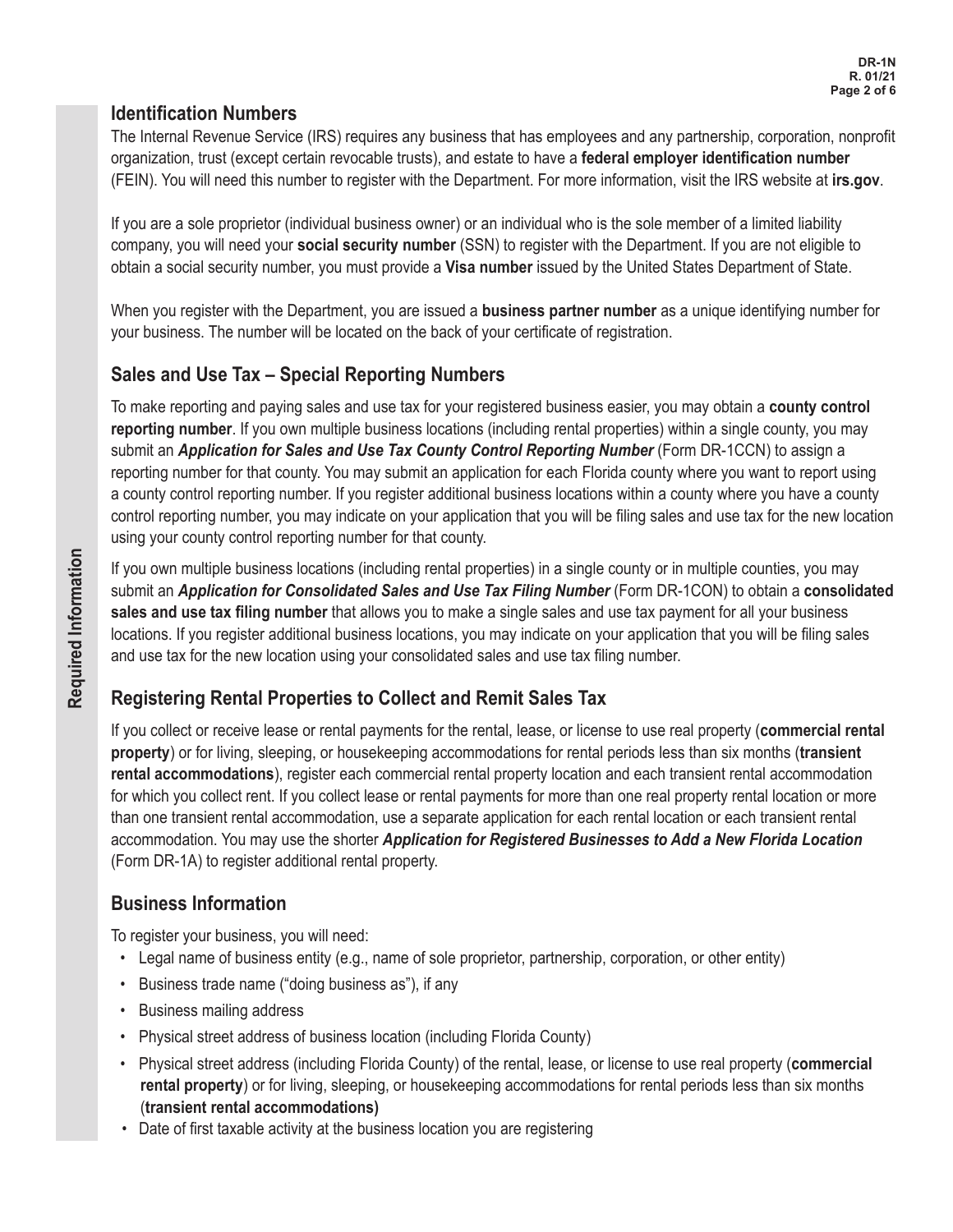## Identification Numbers

The Internal Revenue Service (IRS) requires any business that has employees and any partnership, corporation, nonprofit organization, trust (except certain revocable trusts), and estate to have a **federal employer identification number** (FEIN). You will need this number to register with the Department. For more information, visit the IRS website at **irs.gov**.

If you are a sole proprietor (individual business owner) or an individual who is the sole member of a limited liability company, you will need your **social security number** (SSN) to register with the Department. If you are not eligible to obtain a social security number, you must provide a **Visa number** issued by the United States Department of State.

When you register with the Department, you are issued a **business partner number** as a unique identifying number for your business. The number will be located on the back of your certificate of registration.

## Sales and Use Tax – Special Reporting Numbers

To make reporting and paying sales and use tax for your registered business easier, you may obtain a **county control reporting number**. If you own multiple business locations (including rental properties) within a single county, you may submit an ***Application for Sales and Use Tax County Control Reporting Number*** (Form DR-1CCN) to assign a reporting number for that county. You may submit an application for each Florida county where you want to report using a county control reporting number. If you register additional business locations within a county where you have a county control reporting number, you may indicate on your application that you will be filing sales and use tax for the new location using your county control reporting number for that county.

If you own multiple business locations (including rental properties) in a single county or in multiple counties, you may submit an ***Application for Consolidated Sales and Use Tax Filing Number*** (Form DR-1CON) to obtain a **consolidated sales and use tax filing number** that allows you to make a single sales and use tax payment for all your business locations. If you register additional business locations, you may indicate on your application that you will be filing sales and use tax for the new location using your consolidated sales and use tax filing number.

## Registering Rental Properties to Collect and Remit Sales Tax

If you collect or receive lease or rental payments for the rental, lease, or license to use real property (**commercial rental property**) or for living, sleeping, or housekeeping accommodations for rental periods less than six months (**transient rental accommodations**), register each commercial rental property location and each transient rental accommodation for which you collect rent. If you collect lease or rental payments for more than one real property rental location or more than one transient rental accommodation, use a separate application for each rental location or each transient rental accommodation. You may use the shorter ***Application for Registered Businesses to Add a New Florida Location*** (Form DR-1A) to register additional rental property.

## Business Information

To register your business, you will need:

- Legal name of business entity (e.g., name of sole proprietor, partnership, corporation, or other entity)
- Business trade name ("doing business as"), if any
- Business mailing address
- Physical street address of business location (including Florida County)
- Physical street address (including Florida County) of the rental, lease, or license to use real property (**commercial rental property**) or for living, sleeping, or housekeeping accommodations for rental periods less than six months (**transient rental accommodations)**
- Date of first taxable activity at the business location you are registering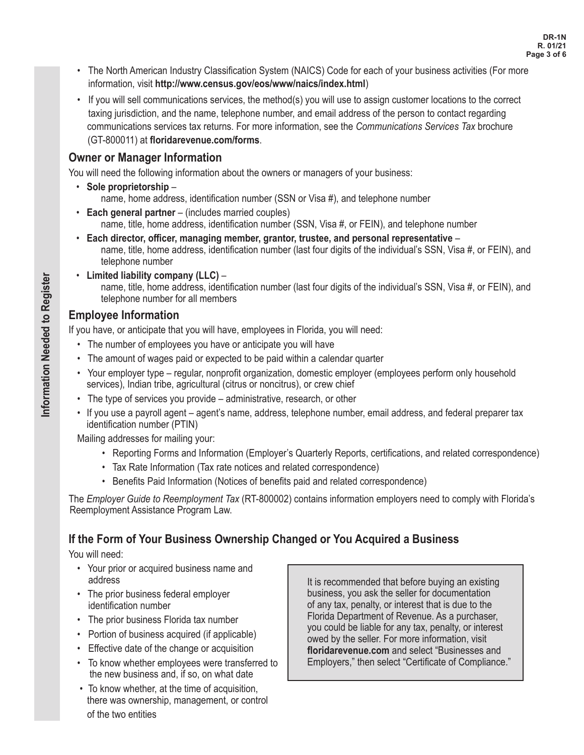- The North American Industry Classification System (NAICS) Code for each of your business activities (For more information, visit **http://www.census.gov/eos/www/naics/index.html**)
- If you will sell communications services, the method(s) you will use to assign customer locations to the correct taxing jurisdiction, and the name, telephone number, and email address of the person to contact regarding communications services tax returns. For more information, see the *Communications Services Tax* brochure (GT-800011) at **floridarevenue.com/forms**.

## Owner or Manager Information

You will need the following information about the owners or managers of your business:

- **Sole proprietorship** –
  name, home address, identification number (SSN or Visa #), and telephone number
- **Each general partner** – (includes married couples)
  name, title, home address, identification number (SSN, Visa #, or FEIN), and telephone number
- **Each director, officer, managing member, grantor, trustee, and personal representative** –
  name, title, home address, identification number (last four digits of the individual's SSN, Visa #, or FEIN), and telephone number
- **Limited liability company (LLC)** –
  name, title, home address, identification number (last four digits of the individual's SSN, Visa #, or FEIN), and telephone number for all members

## Employee Information

If you have, or anticipate that you will have, employees in Florida, you will need:

- The number of employees you have or anticipate you will have
- The amount of wages paid or expected to be paid within a calendar quarter
- Your employer type – regular, nonprofit organization, domestic employer (employees perform only household services), Indian tribe, agricultural (citrus or noncitrus), or crew chief
- The type of services you provide – administrative, research, or other
- If you use a payroll agent – agent's name, address, telephone number, email address, and federal preparer tax identification number (PTIN)

Mailing addresses for mailing your:

- Reporting Forms and Information (Employer's Quarterly Reports, certifications, and related correspondence)
- Tax Rate Information (Tax rate notices and related correspondence)
- Benefits Paid Information (Notices of benefits paid and related correspondence)

The *Employer Guide to Reemployment Tax* (RT-800002) contains information employers need to comply with Florida's Reemployment Assistance Program Law.

## If the Form of Your Business Ownership Changed or You Acquired a Business

You will need:

- Your prior or acquired business name and address
- The prior business federal employer identification number
- The prior business Florida tax number
- Portion of business acquired (if applicable)
- Effective date of the change or acquisition
- To know whether employees were transferred to the new business and, if so, on what date
- To know whether, at the time of acquisition, there was ownership, management, or control of the two entities

It is recommended that before buying an existing business, you ask the seller for documentation of any tax, penalty, or interest that is due to the Florida Department of Revenue. As a purchaser, you could be liable for any tax, penalty, or interest owed by the seller. For more information, visit **floridarevenue.com** and select "Businesses and Employers," then select "Certificate of Compliance."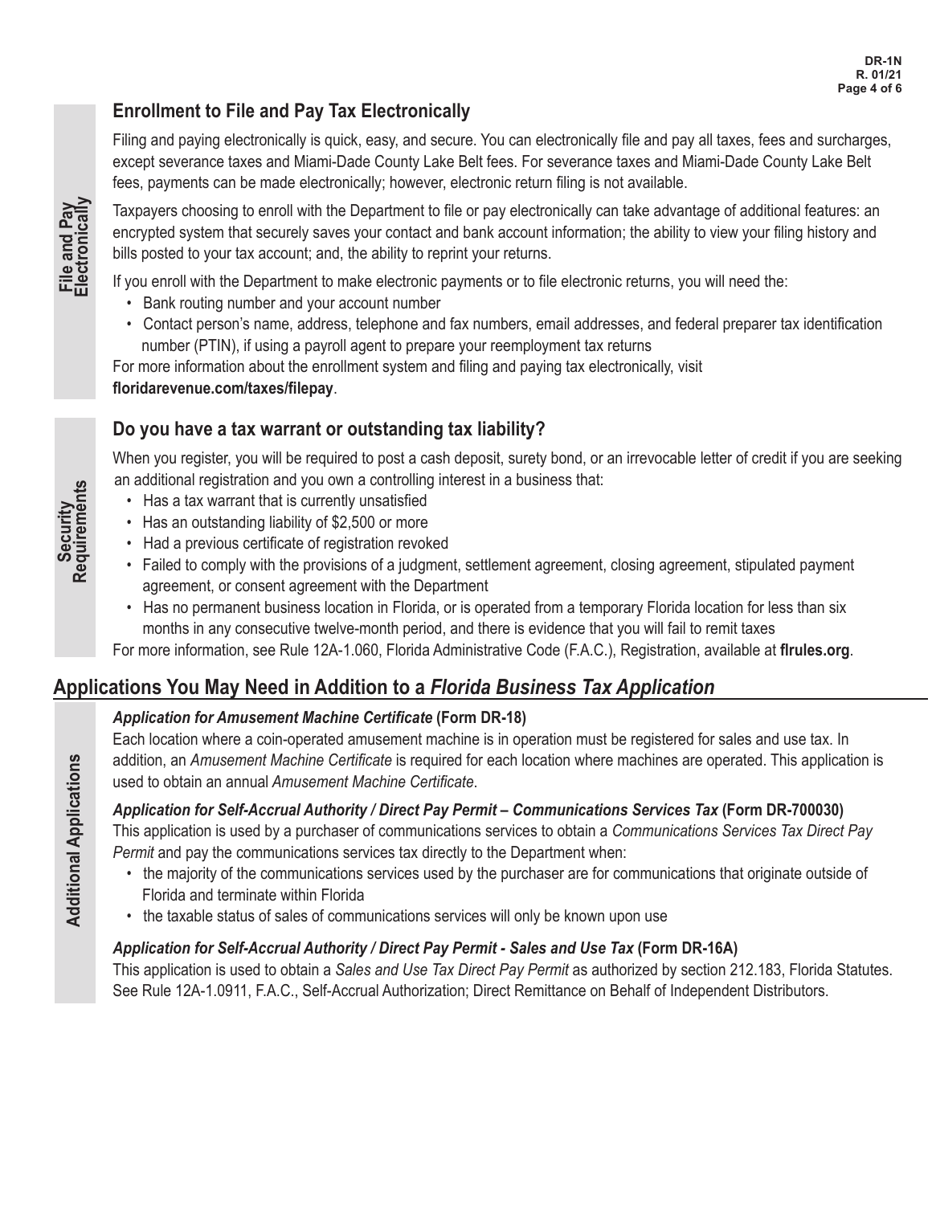## Enrollment to File and Pay Tax Electronically

Filing and paying electronically is quick, easy, and secure. You can electronically file and pay all taxes, fees and surcharges, except severance taxes and Miami-Dade County Lake Belt fees. For severance taxes and Miami-Dade County Lake Belt fees, payments can be made electronically; however, electronic return filing is not available.

Taxpayers choosing to enroll with the Department to file or pay electronically can take advantage of additional features: an encrypted system that securely saves your contact and bank account information; the ability to view your filing history and bills posted to your tax account; and, the ability to reprint your returns.

If you enroll with the Department to make electronic payments or to file electronic returns, you will need the:

- Bank routing number and your account number
- Contact person's name, address, telephone and fax numbers, email addresses, and federal preparer tax identification number (PTIN), if using a payroll agent to prepare your reemployment tax returns

For more information about the enrollment system and filing and paying tax electronically, visit **floridarevenue.com/taxes/filepay**.

## Do you have a tax warrant or outstanding tax liability?

When you register, you will be required to post a cash deposit, surety bond, or an irrevocable letter of credit if you are seeking an additional registration and you own a controlling interest in a business that:

- Has a tax warrant that is currently unsatisfied
- Has an outstanding liability of $2,500 or more
- Had a previous certificate of registration revoked
- Failed to comply with the provisions of a judgment, settlement agreement, closing agreement, stipulated payment agreement, or consent agreement with the Department
- Has no permanent business location in Florida, or is operated from a temporary Florida location for less than six months in any consecutive twelve-month period, and there is evidence that you will fail to remit taxes

For more information, see Rule 12A-1.060, Florida Administrative Code (F.A.C.), Registration, available at **flrules.org**.

# Applications You May Need in Addition to a *Florida Business Tax Application*

### *Application for Amusement Machine Certificate* (Form DR-18)

Each location where a coin-operated amusement machine is in operation must be registered for sales and use tax. In addition, an *Amusement Machine Certificate* is required for each location where machines are operated. This application is used to obtain an annual *Amusement Machine Certificate*.

### *Application for Self-Accrual Authority / Direct Pay Permit – Communications Services Tax* (Form DR-700030)

This application is used by a purchaser of communications services to obtain a *Communications Services Tax Direct Pay Permit* and pay the communications services tax directly to the Department when:

- the majority of the communications services used by the purchaser are for communications that originate outside of Florida and terminate within Florida
- the taxable status of sales of communications services will only be known upon use

### *Application for Self-Accrual Authority / Direct Pay Permit - Sales and Use Tax* (Form DR-16A)

This application is used to obtain a *Sales and Use Tax Direct Pay Permit* as authorized by section 212.183, Florida Statutes. See Rule 12A-1.0911, F.A.C., Self-Accrual Authorization; Direct Remittance on Behalf of Independent Distributors.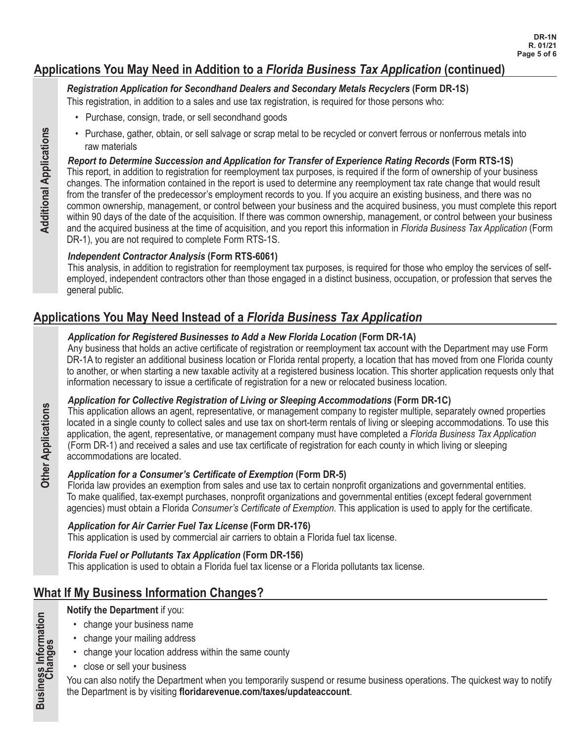## Applications You May Need in Addition to a *Florida Business Tax Application* (continued)

**Additional Applications**

***Registration Application for Secondhand Dealers and Secondary Metals Recyclers* (Form DR-1S)**

This registration, in addition to a sales and use tax registration, is required for those persons who:

- Purchase, consign, trade, or sell secondhand goods
- Purchase, gather, obtain, or sell salvage or scrap metal to be recycled or convert ferrous or nonferrous metals into raw materials

***Report to Determine Succession and Application for Transfer of Experience Rating Records* (Form RTS-1S)**

This report, in addition to registration for reemployment tax purposes, is required if the form of ownership of your business changes. The information contained in the report is used to determine any reemployment tax rate change that would result from the transfer of the predecessor's employment records to you. If you acquire an existing business, and there was no common ownership, management, or control between your business and the acquired business, you must complete this report within 90 days of the date of the acquisition. If there was common ownership, management, or control between your business and the acquired business at the time of acquisition, and you report this information in *Florida Business Tax Application* (Form DR-1), you are not required to complete Form RTS-1S.

***Independent Contractor Analysis* (Form RTS-6061)**

This analysis, in addition to registration for reemployment tax purposes, is required for those who employ the services of self-employed, independent contractors other than those engaged in a distinct business, occupation, or profession that serves the general public.

## Applications You May Need Instead of a *Florida Business Tax Application*

**Other Applications**

***Application for Registered Businesses to Add a New Florida Location* (Form DR-1A)**

Any business that holds an active certificate of registration or reemployment tax account with the Department may use Form DR-1A to register an additional business location or Florida rental property, a location that has moved from one Florida county to another, or when starting a new taxable activity at a registered business location. This shorter application requests only that information necessary to issue a certificate of registration for a new or relocated business location.

***Application for Collective Registration of Living or Sleeping Accommodations* (Form DR-1C)**

This application allows an agent, representative, or management company to register multiple, separately owned properties located in a single county to collect sales and use tax on short-term rentals of living or sleeping accommodations. To use this application, the agent, representative, or management company must have completed a *Florida Business Tax Application* (Form DR-1) and received a sales and use tax certificate of registration for each county in which living or sleeping accommodations are located.

***Application for a Consumer's Certificate of Exemption* (Form DR-5)**

Florida law provides an exemption from sales and use tax to certain nonprofit organizations and governmental entities. To make qualified, tax-exempt purchases, nonprofit organizations and governmental entities (except federal government agencies) must obtain a Florida *Consumer's Certificate of Exemption*. This application is used to apply for the certificate.

***Application for Air Carrier Fuel Tax License* (Form DR-176)**

This application is used by commercial air carriers to obtain a Florida fuel tax license.

***Florida Fuel or Pollutants Tax Application* (Form DR-156)**

This application is used to obtain a Florida fuel tax license or a Florida pollutants tax license.

## What If My Business Information Changes?

**Business Information Changes**

**Notify the Department** if you:

- change your business name
- change your mailing address
- change your location address within the same county
- close or sell your business

You can also notify the Department when you temporarily suspend or resume business operations. The quickest way to notify the Department is by visiting **floridarevenue.com/taxes/updateaccount**.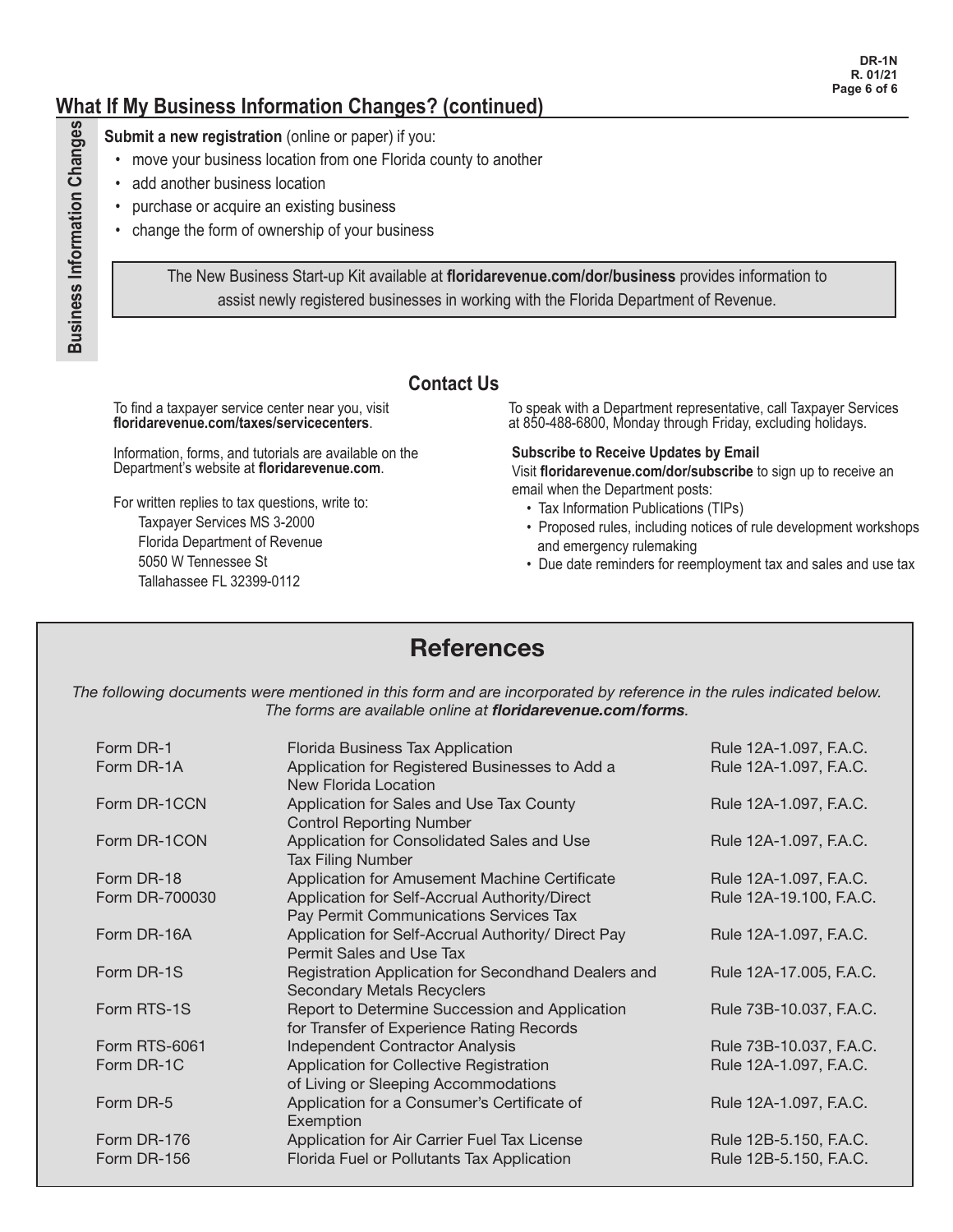## What If My Business Information Changes? (continued)

**Business Information Changes**

**Submit a new registration** (online or paper) if you:

- move your business location from one Florida county to another
- add another business location
- purchase or acquire an existing business
- change the form of ownership of your business

The New Business Start-up Kit available at **floridarevenue.com/dor/business** provides information to assist newly registered businesses in working with the Florida Department of Revenue.

## Contact Us

To find a taxpayer service center near you, visit **floridarevenue.com/taxes/servicecenters**.

Information, forms, and tutorials are available on the Department's website at **floridarevenue.com**.

For written replies to tax questions, write to:

Taxpayer Services MS 3-2000
Florida Department of Revenue
5050 W Tennessee St
Tallahassee FL 32399-0112

To speak with a Department representative, call Taxpayer Services at 850-488-6800, Monday through Friday, excluding holidays.

**Subscribe to Receive Updates by Email**

Visit **floridarevenue.com/dor/subscribe** to sign up to receive an email when the Department posts:

- Tax Information Publications (TIPs)
- Proposed rules, including notices of rule development workshops and emergency rulemaking
- Due date reminders for reemployment tax and sales and use tax

## References

*The following documents were mentioned in this form and are incorporated by reference in the rules indicated below. The forms are available online at* ***floridarevenue.com/forms****.*

| | | |
|---|---|---|
| Form DR-1 | Florida Business Tax Application | Rule 12A-1.097, F.A.C. |
| Form DR-1A | Application for Registered Businesses to Add a New Florida Location | Rule 12A-1.097, F.A.C. |
| Form DR-1CCN | Application for Sales and Use Tax County Control Reporting Number | Rule 12A-1.097, F.A.C. |
| Form DR-1CON | Application for Consolidated Sales and Use Tax Filing Number | Rule 12A-1.097, F.A.C. |
| Form DR-18 | Application for Amusement Machine Certificate | Rule 12A-1.097, F.A.C. |
| Form DR-700030 | Application for Self-Accrual Authority/Direct Pay Permit Communications Services Tax | Rule 12A-19.100, F.A.C. |
| Form DR-16A | Application for Self-Accrual Authority/ Direct Pay Permit Sales and Use Tax | Rule 12A-1.097, F.A.C. |
| Form DR-1S | Registration Application for Secondhand Dealers and Secondary Metals Recyclers | Rule 12A-17.005, F.A.C. |
| Form RTS-1S | Report to Determine Succession and Application for Transfer of Experience Rating Records | Rule 73B-10.037, F.A.C. |
| Form RTS-6061 | Independent Contractor Analysis | Rule 73B-10.037, F.A.C. |
| Form DR-1C | Application for Collective Registration of Living or Sleeping Accommodations | Rule 12A-1.097, F.A.C. |
| Form DR-5 | Application for a Consumer's Certificate of Exemption | Rule 12A-1.097, F.A.C. |
| Form DR-176 | Application for Air Carrier Fuel Tax License | Rule 12B-5.150, F.A.C. |
| Form DR-156 | Florida Fuel or Pollutants Tax Application | Rule 12B-5.150, F.A.C. |